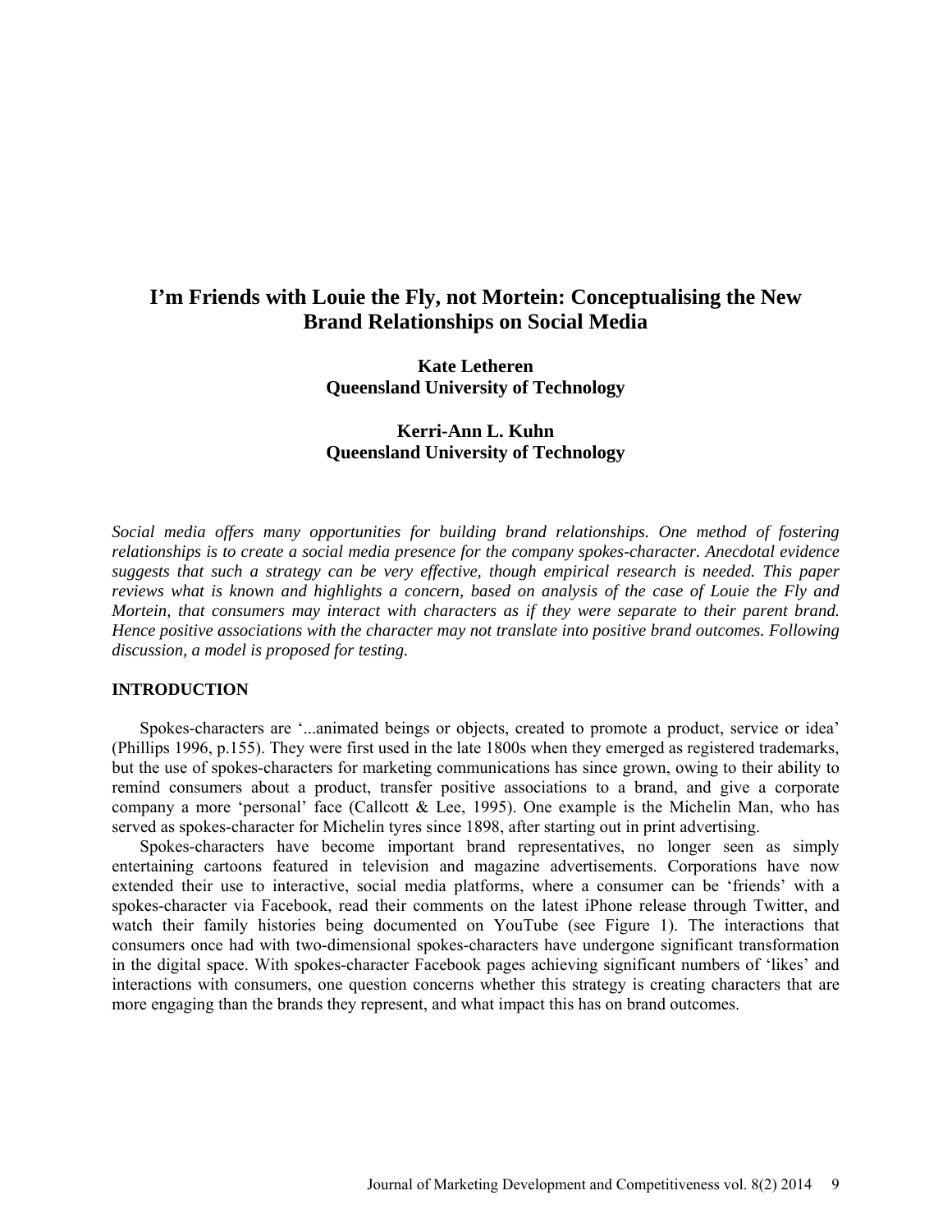# I'm Friends with Louie the Fly, not Mortein: Conceptualising the New Brand Relationships on Social Media

**Kate Letheren**
**Queensland University of Technology**

**Kerri-Ann L. Kuhn**
**Queensland University of Technology**

*Social media offers many opportunities for building brand relationships. One method of fostering relationships is to create a social media presence for the company spokes-character. Anecdotal evidence suggests that such a strategy can be very effective, though empirical research is needed. This paper reviews what is known and highlights a concern, based on analysis of the case of Louie the Fly and Mortein, that consumers may interact with characters as if they were separate to their parent brand. Hence positive associations with the character may not translate into positive brand outcomes. Following discussion, a model is proposed for testing.*

## INTRODUCTION

Spokes-characters are '...animated beings or objects, created to promote a product, service or idea' (Phillips 1996, p.155). They were first used in the late 1800s when they emerged as registered trademarks, but the use of spokes-characters for marketing communications has since grown, owing to their ability to remind consumers about a product, transfer positive associations to a brand, and give a corporate company a more 'personal' face (Callcott & Lee, 1995). One example is the Michelin Man, who has served as spokes-character for Michelin tyres since 1898, after starting out in print advertising.

Spokes-characters have become important brand representatives, no longer seen as simply entertaining cartoons featured in television and magazine advertisements. Corporations have now extended their use to interactive, social media platforms, where a consumer can be 'friends' with a spokes-character via Facebook, read their comments on the latest iPhone release through Twitter, and watch their family histories being documented on YouTube (see Figure 1). The interactions that consumers once had with two-dimensional spokes-characters have undergone significant transformation in the digital space. With spokes-character Facebook pages achieving significant numbers of 'likes' and interactions with consumers, one question concerns whether this strategy is creating characters that are more engaging than the brands they represent, and what impact this has on brand outcomes.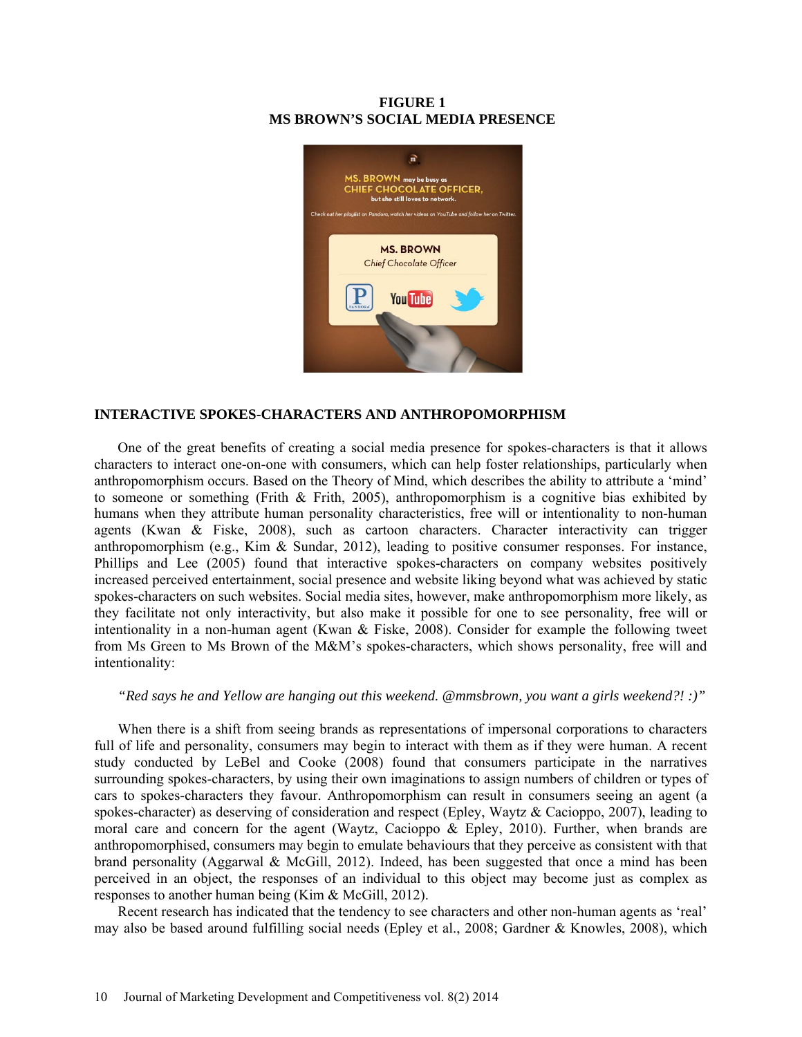**FIGURE 1**
**MS BROWN'S SOCIAL MEDIA PRESENCE**

## INTERACTIVE SPOKES-CHARACTERS AND ANTHROPOMORPHISM

One of the great benefits of creating a social media presence for spokes-characters is that it allows characters to interact one-on-one with consumers, which can help foster relationships, particularly when anthropomorphism occurs. Based on the Theory of Mind, which describes the ability to attribute a 'mind' to someone or something (Frith & Frith, 2005), anthropomorphism is a cognitive bias exhibited by humans when they attribute human personality characteristics, free will or intentionality to non-human agents (Kwan & Fiske, 2008), such as cartoon characters. Character interactivity can trigger anthropomorphism (e.g., Kim & Sundar, 2012), leading to positive consumer responses. For instance, Phillips and Lee (2005) found that interactive spokes-characters on company websites positively increased perceived entertainment, social presence and website liking beyond what was achieved by static spokes-characters on such websites. Social media sites, however, make anthropomorphism more likely, as they facilitate not only interactivity, but also make it possible for one to see personality, free will or intentionality in a non-human agent (Kwan & Fiske, 2008). Consider for example the following tweet from Ms Green to Ms Brown of the M&M's spokes-characters, which shows personality, free will and intentionality:

*"Red says he and Yellow are hanging out this weekend. @mmsbrown, you want a girls weekend?! :)"*

When there is a shift from seeing brands as representations of impersonal corporations to characters full of life and personality, consumers may begin to interact with them as if they were human. A recent study conducted by LeBel and Cooke (2008) found that consumers participate in the narratives surrounding spokes-characters, by using their own imaginations to assign numbers of children or types of cars to spokes-characters they favour. Anthropomorphism can result in consumers seeing an agent (a spokes-character) as deserving of consideration and respect (Epley, Waytz & Cacioppo, 2007), leading to moral care and concern for the agent (Waytz, Cacioppo & Epley, 2010). Further, when brands are anthropomorphised, consumers may begin to emulate behaviours that they perceive as consistent with that brand personality (Aggarwal & McGill, 2012). Indeed, has been suggested that once a mind has been perceived in an object, the responses of an individual to this object may become just as complex as responses to another human being (Kim & McGill, 2012).

Recent research has indicated that the tendency to see characters and other non-human agents as 'real' may also be based around fulfilling social needs (Epley et al., 2008; Gardner & Knowles, 2008), which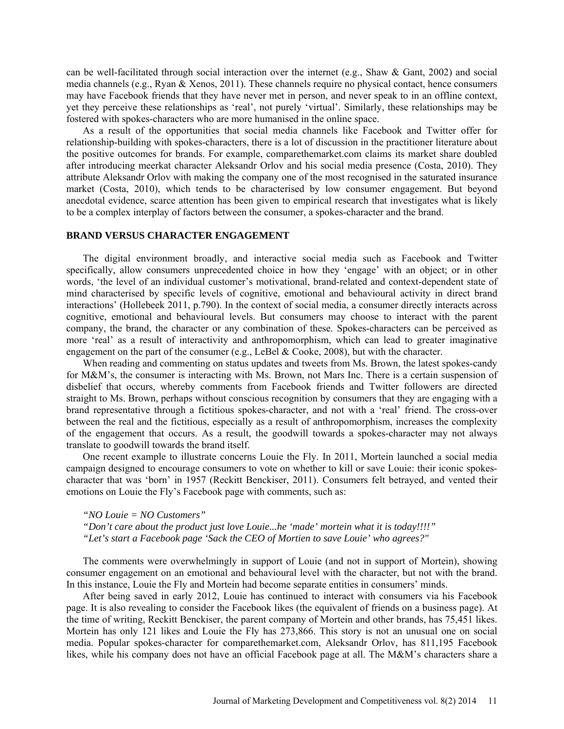can be well-facilitated through social interaction over the internet (e.g., Shaw & Gant, 2002) and social media channels (e.g., Ryan & Xenos, 2011). These channels require no physical contact, hence consumers may have Facebook friends that they have never met in person, and never speak to in an offline context, yet they perceive these relationships as 'real', not purely 'virtual'. Similarly, these relationships may be fostered with spokes-characters who are more humanised in the online space.

As a result of the opportunities that social media channels like Facebook and Twitter offer for relationship-building with spokes-characters, there is a lot of discussion in the practitioner literature about the positive outcomes for brands. For example, comparethemarket.com claims its market share doubled after introducing meerkat character Aleksandr Orlov and his social media presence (Costa, 2010). They attribute Aleksandr Orlov with making the company one of the most recognised in the saturated insurance market (Costa, 2010), which tends to be characterised by low consumer engagement. But beyond anecdotal evidence, scarce attention has been given to empirical research that investigates what is likely to be a complex interplay of factors between the consumer, a spokes-character and the brand.

## BRAND VERSUS CHARACTER ENGAGEMENT

The digital environment broadly, and interactive social media such as Facebook and Twitter specifically, allow consumers unprecedented choice in how they 'engage' with an object; or in other words, 'the level of an individual customer's motivational, brand-related and context-dependent state of mind characterised by specific levels of cognitive, emotional and behavioural activity in direct brand interactions' (Hollebeek 2011, p.790). In the context of social media, a consumer directly interacts across cognitive, emotional and behavioural levels. But consumers may choose to interact with the parent company, the brand, the character or any combination of these. Spokes-characters can be perceived as more 'real' as a result of interactivity and anthropomorphism, which can lead to greater imaginative engagement on the part of the consumer (e.g., LeBel & Cooke, 2008), but with the character.

When reading and commenting on status updates and tweets from Ms. Brown, the latest spokes-candy for M&M's, the consumer is interacting with Ms. Brown, not Mars Inc. There is a certain suspension of disbelief that occurs, whereby comments from Facebook friends and Twitter followers are directed straight to Ms. Brown, perhaps without conscious recognition by consumers that they are engaging with a brand representative through a fictitious spokes-character, and not with a 'real' friend. The cross-over between the real and the fictitious, especially as a result of anthropomorphism, increases the complexity of the engagement that occurs. As a result, the goodwill towards a spokes-character may not always translate to goodwill towards the brand itself.

One recent example to illustrate concerns Louie the Fly. In 2011, Mortein launched a social media campaign designed to encourage consumers to vote on whether to kill or save Louie: their iconic spokes-character that was 'born' in 1957 (Reckitt Benckiser, 2011). Consumers felt betrayed, and vented their emotions on Louie the Fly's Facebook page with comments, such as:

*"NO Louie = NO Customers"*
*"Don't care about the product just love Louie...he 'made' mortein what it is today!!!!"*
*"Let's start a Facebook page 'Sack the CEO of Mortien to save Louie' who agrees?"*

The comments were overwhelmingly in support of Louie (and not in support of Mortein), showing consumer engagement on an emotional and behavioural level with the character, but not with the brand. In this instance, Louie the Fly and Mortein had become separate entities in consumers' minds.

After being saved in early 2012, Louie has continued to interact with consumers via his Facebook page. It is also revealing to consider the Facebook likes (the equivalent of friends on a business page). At the time of writing, Reckitt Benckiser, the parent company of Mortein and other brands, has 75,451 likes. Mortein has only 121 likes and Louie the Fly has 273,866. This story is not an unusual one on social media. Popular spokes-character for comparethemarket.com, Aleksandr Orlov, has 811,195 Facebook likes, while his company does not have an official Facebook page at all. The M&M's characters share a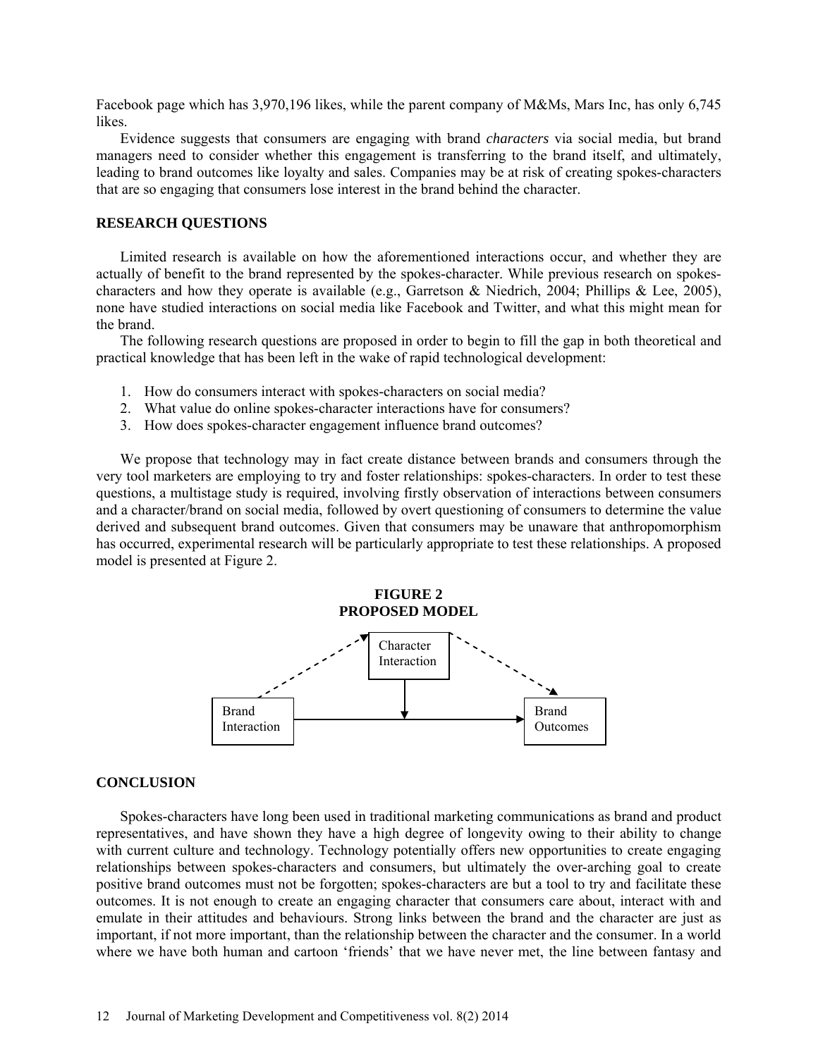Facebook page which has 3,970,196 likes, while the parent company of M&Ms, Mars Inc, has only 6,745 likes.

Evidence suggests that consumers are engaging with brand *characters* via social media, but brand managers need to consider whether this engagement is transferring to the brand itself, and ultimately, leading to brand outcomes like loyalty and sales. Companies may be at risk of creating spokes-characters that are so engaging that consumers lose interest in the brand behind the character.

## RESEARCH QUESTIONS

Limited research is available on how the aforementioned interactions occur, and whether they are actually of benefit to the brand represented by the spokes-character. While previous research on spokes-characters and how they operate is available (e.g., Garretson & Niedrich, 2004; Phillips & Lee, 2005), none have studied interactions on social media like Facebook and Twitter, and what this might mean for the brand.

The following research questions are proposed in order to begin to fill the gap in both theoretical and practical knowledge that has been left in the wake of rapid technological development:

1. How do consumers interact with spokes-characters on social media?
2. What value do online spokes-character interactions have for consumers?
3. How does spokes-character engagement influence brand outcomes?

We propose that technology may in fact create distance between brands and consumers through the very tool marketers are employing to try and foster relationships: spokes-characters. In order to test these questions, a multistage study is required, involving firstly observation of interactions between consumers and a character/brand on social media, followed by overt questioning of consumers to determine the value derived and subsequent brand outcomes. Given that consumers may be unaware that anthropomorphism has occurred, experimental research will be particularly appropriate to test these relationships. A proposed model is presented at Figure 2.

**FIGURE 2**
**PROPOSED MODEL**

Character Interaction

Brand Interaction → Brand Outcomes

## CONCLUSION

Spokes-characters have long been used in traditional marketing communications as brand and product representatives, and have shown they have a high degree of longevity owing to their ability to change with current culture and technology. Technology potentially offers new opportunities to create engaging relationships between spokes-characters and consumers, but ultimately the over-arching goal to create positive brand outcomes must not be forgotten; spokes-characters are but a tool to try and facilitate these outcomes. It is not enough to create an engaging character that consumers care about, interact with and emulate in their attitudes and behaviours. Strong links between the brand and the character are just as important, if not more important, than the relationship between the character and the consumer. In a world where we have both human and cartoon 'friends' that we have never met, the line between fantasy and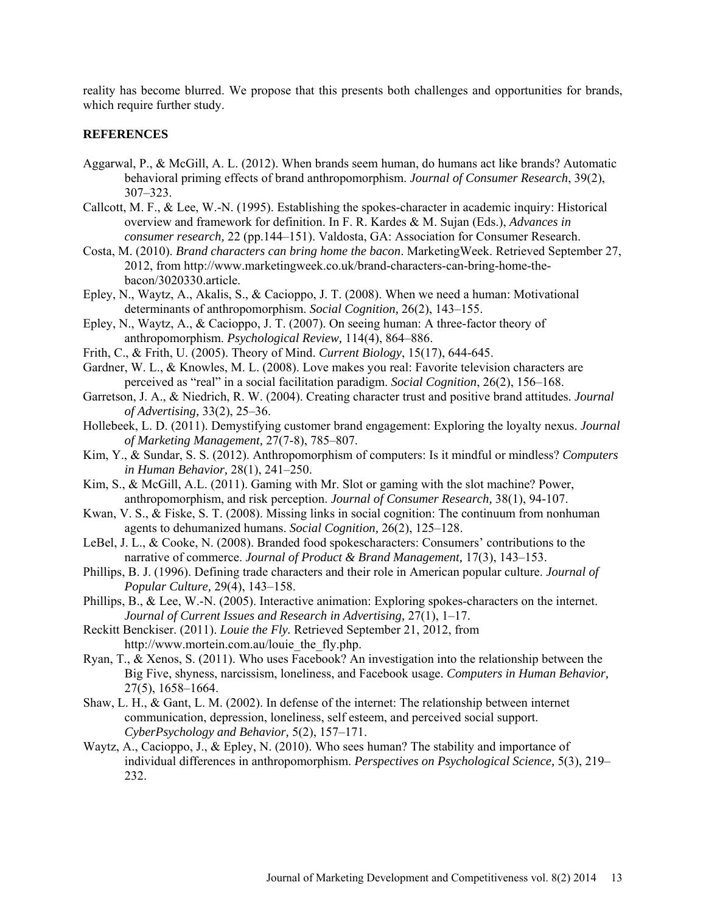reality has become blurred. We propose that this presents both challenges and opportunities for brands, which require further study.

## REFERENCES

Aggarwal, P., & McGill, A. L. (2012). When brands seem human, do humans act like brands? Automatic behavioral priming effects of brand anthropomorphism. *Journal of Consumer Research*, 39(2), 307–323.

Callcott, M. F., & Lee, W.-N. (1995). Establishing the spokes-character in academic inquiry: Historical overview and framework for definition. In F. R. Kardes & M. Sujan (Eds.), *Advances in consumer research,* 22 (pp.144–151). Valdosta, GA: Association for Consumer Research.

Costa, M. (2010). *Brand characters can bring home the bacon*. MarketingWeek. Retrieved September 27, 2012, from http://www.marketingweek.co.uk/brand-characters-can-bring-home-the-bacon/3020330.article.

Epley, N., Waytz, A., Akalis, S., & Cacioppo, J. T. (2008). When we need a human: Motivational determinants of anthropomorphism. *Social Cognition,* 26(2), 143–155.

Epley, N., Waytz, A., & Cacioppo, J. T. (2007). On seeing human: A three-factor theory of anthropomorphism. *Psychological Review,* 114(4), 864–886.

Frith, C., & Frith, U. (2005). Theory of Mind. *Current Biology*, 15(17), 644-645.

Gardner, W. L., & Knowles, M. L. (2008). Love makes you real: Favorite television characters are perceived as "real" in a social facilitation paradigm. *Social Cognition*, 26(2), 156–168.

Garretson, J. A., & Niedrich, R. W. (2004). Creating character trust and positive brand attitudes. *Journal of Advertising,* 33(2), 25–36.

Hollebeek, L. D. (2011). Demystifying customer brand engagement: Exploring the loyalty nexus. *Journal of Marketing Management,* 27(7-8), 785–807.

Kim, Y., & Sundar, S. S. (2012). Anthropomorphism of computers: Is it mindful or mindless? *Computers in Human Behavior,* 28(1), 241–250.

Kim, S., & McGill, A.L. (2011). Gaming with Mr. Slot or gaming with the slot machine? Power, anthropomorphism, and risk perception. *Journal of Consumer Research,* 38(1), 94-107.

Kwan, V. S., & Fiske, S. T. (2008). Missing links in social cognition: The continuum from nonhuman agents to dehumanized humans. *Social Cognition,* 26(2), 125–128.

LeBel, J. L., & Cooke, N. (2008). Branded food spokescharacters: Consumers' contributions to the narrative of commerce. *Journal of Product & Brand Management,* 17(3), 143–153.

Phillips, B. J. (1996). Defining trade characters and their role in American popular culture. *Journal of Popular Culture,* 29(4), 143–158.

Phillips, B., & Lee, W.-N. (2005). Interactive animation: Exploring spokes-characters on the internet. *Journal of Current Issues and Research in Advertising,* 27(1), 1–17.

Reckitt Benckiser. (2011). *Louie the Fly.* Retrieved September 21, 2012, from http://www.mortein.com.au/louie_the_fly.php.

Ryan, T., & Xenos, S. (2011). Who uses Facebook? An investigation into the relationship between the Big Five, shyness, narcissism, loneliness, and Facebook usage. *Computers in Human Behavior,* 27(5), 1658–1664.

Shaw, L. H., & Gant, L. M. (2002). In defense of the internet: The relationship between internet communication, depression, loneliness, self esteem, and perceived social support. *CyberPsychology and Behavior,* 5(2), 157–171.

Waytz, A., Cacioppo, J., & Epley, N. (2010). Who sees human? The stability and importance of individual differences in anthropomorphism. *Perspectives on Psychological Science,* 5(3), 219–232.